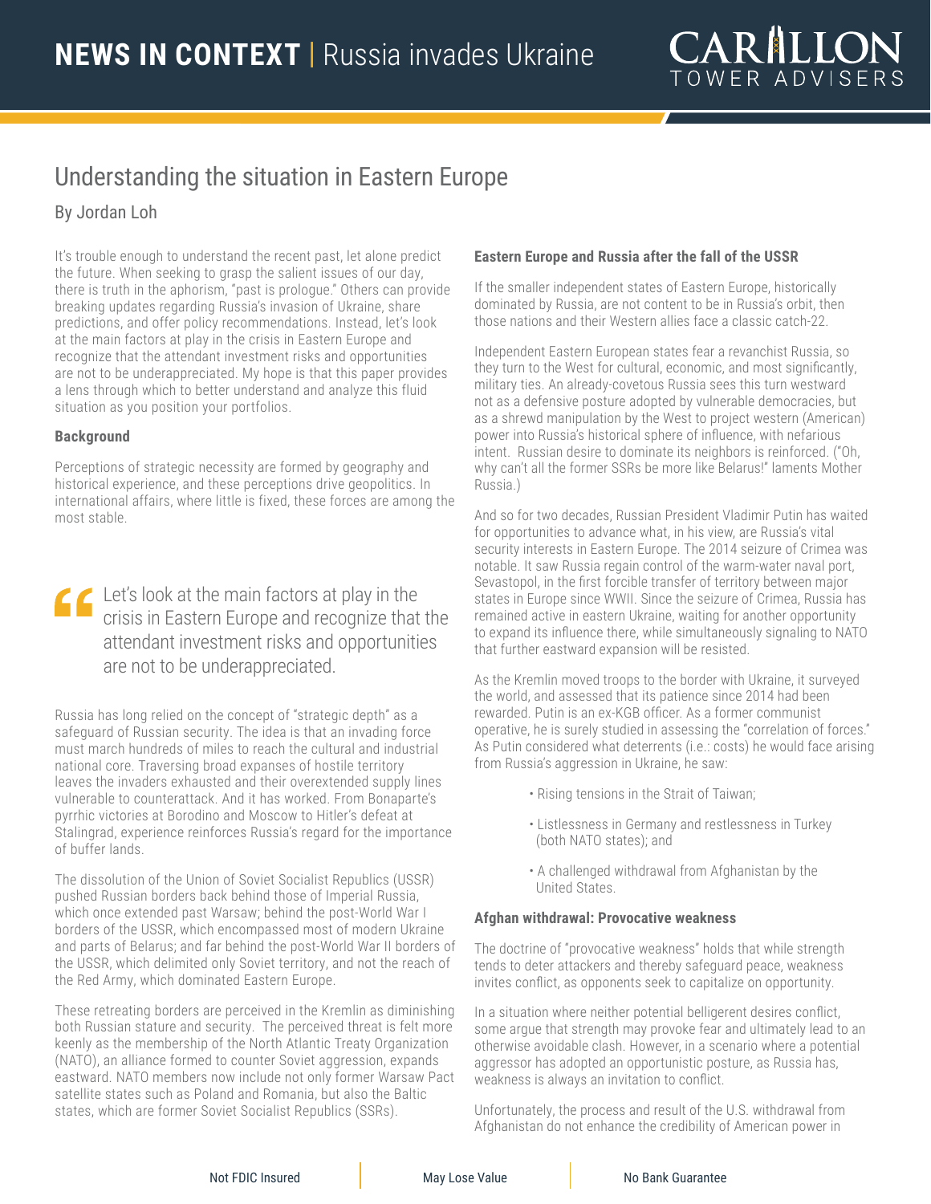# NEWS IN CONTEXT | Russia invades Ukraine

## Understanding the situation in Eastern Europe

By Jordan Loh

It's trouble enough to understand the recent past, let alone predict the future. When seeking to grasp the salient issues of our day, there is truth in the aphorism, "past is prologue." Others can provide breaking updates regarding Russia's invasion of Ukraine, share predictions, and offer policy recommendations. Instead, let's look at the main factors at play in the crisis in Eastern Europe and recognize that the attendant investment risks and opportunities are not to be underappreciated. My hope is that this paper provides a lens through which to better understand and analyze this fluid situation as you position your portfolios.

### Background

Perceptions of strategic necessity are formed by geography and historical experience, and these perceptions drive geopolitics. In international affairs, where little is fixed, these forces are among the most stable.

> Let's look at the main factors at play in the crisis in Eastern Europe and recognize that the attendant investment risks and opportunities are not to be underappreciated.

Russia has long relied on the concept of "strategic depth" as a safeguard of Russian security. The idea is that an invading force must march hundreds of miles to reach the cultural and industrial national core. Traversing broad expanses of hostile territory leaves the invaders exhausted and their overextended supply lines vulnerable to counterattack. And it has worked. From Bonaparte's pyrrhic victories at Borodino and Moscow to Hitler's defeat at Stalingrad, experience reinforces Russia's regard for the importance of buffer lands.

The dissolution of the Union of Soviet Socialist Republics (USSR) pushed Russian borders back behind those of Imperial Russia, which once extended past Warsaw; behind the post-World War I borders of the USSR, which encompassed most of modern Ukraine and parts of Belarus; and far behind the post-World War II borders of the USSR, which delimited only Soviet territory, and not the reach of the Red Army, which dominated Eastern Europe.

These retreating borders are perceived in the Kremlin as diminishing both Russian stature and security. The perceived threat is felt more keenly as the membership of the North Atlantic Treaty Organization (NATO), an alliance formed to counter Soviet aggression, expands eastward. NATO members now include not only former Warsaw Pact satellite states such as Poland and Romania, but also the Baltic states, which are former Soviet Socialist Republics (SSRs).

### Eastern Europe and Russia after the fall of the USSR

If the smaller independent states of Eastern Europe, historically dominated by Russia, are not content to be in Russia's orbit, then those nations and their Western allies face a classic catch-22.

Independent Eastern European states fear a revanchist Russia, so they turn to the West for cultural, economic, and most significantly, military ties. An already-covetous Russia sees this turn westward not as a defensive posture adopted by vulnerable democracies, but as a shrewd manipulation by the West to project western (American) power into Russia's historical sphere of influence, with nefarious intent. Russian desire to dominate its neighbors is reinforced. ("Oh, why can't all the former SSRs be more like Belarus!" laments Mother Russia.)

And so for two decades, Russian President Vladimir Putin has waited for opportunities to advance what, in his view, are Russia's vital security interests in Eastern Europe. The 2014 seizure of Crimea was notable. It saw Russia regain control of the warm-water naval port, Sevastopol, in the first forcible transfer of territory between major states in Europe since WWII. Since the seizure of Crimea, Russia has remained active in eastern Ukraine, waiting for another opportunity to expand its influence there, while simultaneously signaling to NATO that further eastward expansion will be resisted.

As the Kremlin moved troops to the border with Ukraine, it surveyed the world, and assessed that its patience since 2014 had been rewarded. Putin is an ex-KGB officer. As a former communist operative, he is surely studied in assessing the "correlation of forces." As Putin considered what deterrents (i.e.: costs) he would face arising from Russia's aggression in Ukraine, he saw:

- Rising tensions in the Strait of Taiwan;
- Listlessness in Germany and restlessness in Turkey (both NATO states); and
- A challenged withdrawal from Afghanistan by the United States.

### Afghan withdrawal: Provocative weakness

The doctrine of "provocative weakness" holds that while strength tends to deter attackers and thereby safeguard peace, weakness invites conflict, as opponents seek to capitalize on opportunity.

In a situation where neither potential belligerent desires conflict, some argue that strength may provoke fear and ultimately lead to an otherwise avoidable clash. However, in a scenario where a potential aggressor has adopted an opportunistic posture, as Russia has, weakness is always an invitation to conflict.

Unfortunately, the process and result of the U.S. withdrawal from Afghanistan do not enhance the credibility of American power in

Not FDIC Insured | May Lose Value | No Bank Guarantee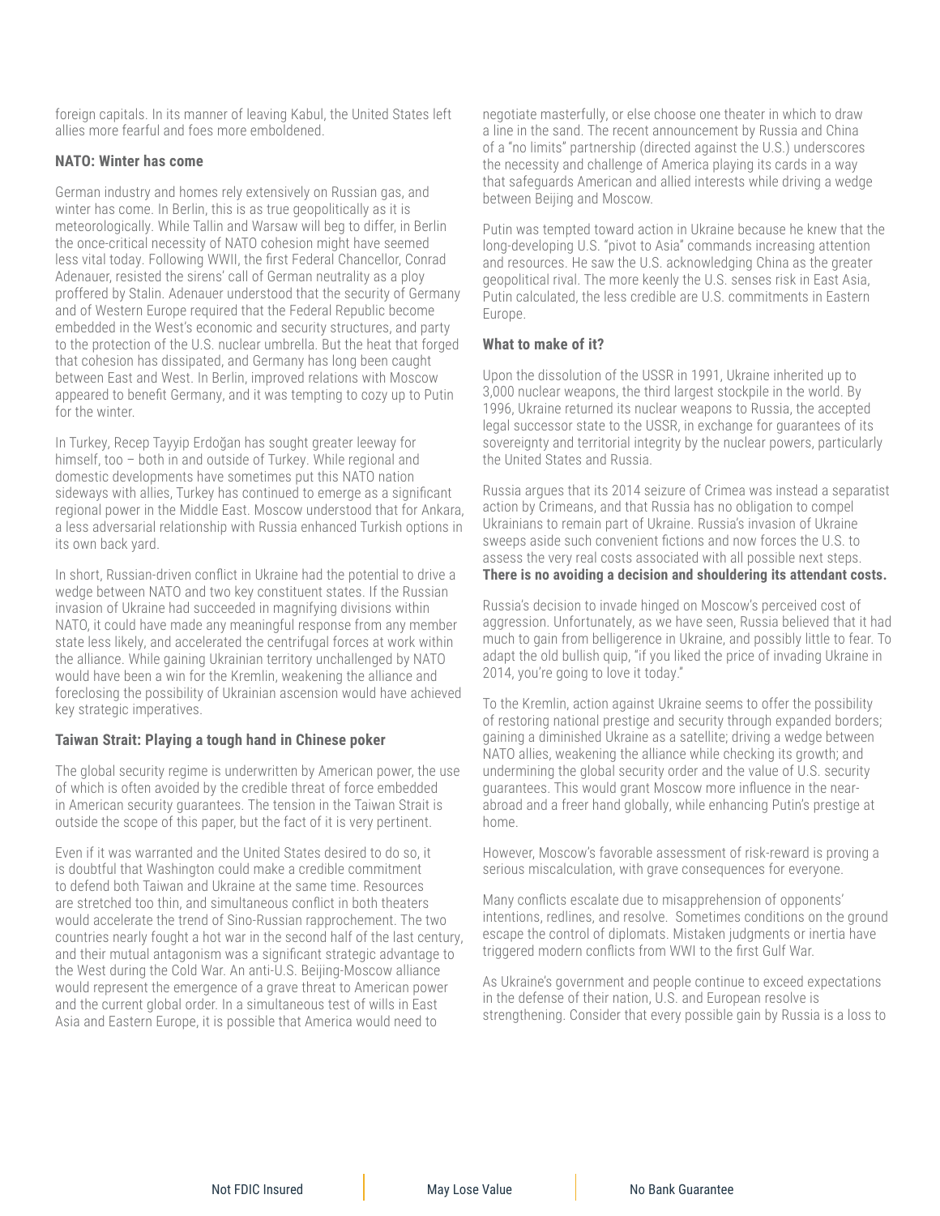foreign capitals. In its manner of leaving Kabul, the United States left allies more fearful and foes more emboldened.

### NATO: Winter has come

German industry and homes rely extensively on Russian gas, and winter has come. In Berlin, this is as true geopolitically as it is meteorologically. While Tallin and Warsaw will beg to differ, in Berlin the once-critical necessity of NATO cohesion might have seemed less vital today. Following WWII, the first Federal Chancellor, Conrad Adenauer, resisted the sirens' call of German neutrality as a ploy proffered by Stalin. Adenauer understood that the security of Germany and of Western Europe required that the Federal Republic become embedded in the West's economic and security structures, and party to the protection of the U.S. nuclear umbrella. But the heat that forged that cohesion has dissipated, and Germany has long been caught between East and West. In Berlin, improved relations with Moscow appeared to benefit Germany, and it was tempting to cozy up to Putin for the winter.

In Turkey, Recep Tayyip Erdoğan has sought greater leeway for himself, too – both in and outside of Turkey. While regional and domestic developments have sometimes put this NATO nation sideways with allies, Turkey has continued to emerge as a significant regional power in the Middle East. Moscow understood that for Ankara, a less adversarial relationship with Russia enhanced Turkish options in its own back yard.

In short, Russian-driven conflict in Ukraine had the potential to drive a wedge between NATO and two key constituent states. If the Russian invasion of Ukraine had succeeded in magnifying divisions within NATO, it could have made any meaningful response from any member state less likely, and accelerated the centrifugal forces at work within the alliance. While gaining Ukrainian territory unchallenged by NATO would have been a win for the Kremlin, weakening the alliance and foreclosing the possibility of Ukrainian ascension would have achieved key strategic imperatives.

### Taiwan Strait: Playing a tough hand in Chinese poker

The global security regime is underwritten by American power, the use of which is often avoided by the credible threat of force embedded in American security guarantees. The tension in the Taiwan Strait is outside the scope of this paper, but the fact of it is very pertinent.

Even if it was warranted and the United States desired to do so, it is doubtful that Washington could make a credible commitment to defend both Taiwan and Ukraine at the same time. Resources are stretched too thin, and simultaneous conflict in both theaters would accelerate the trend of Sino-Russian rapprochement. The two countries nearly fought a hot war in the second half of the last century, and their mutual antagonism was a significant strategic advantage to the West during the Cold War. An anti-U.S. Beijing-Moscow alliance would represent the emergence of a grave threat to American power and the current global order. In a simultaneous test of wills in East Asia and Eastern Europe, it is possible that America would need to negotiate masterfully, or else choose one theater in which to draw a line in the sand. The recent announcement by Russia and China of a "no limits" partnership (directed against the U.S.) underscores the necessity and challenge of America playing its cards in a way that safeguards American and allied interests while driving a wedge between Beijing and Moscow.

Putin was tempted toward action in Ukraine because he knew that the long-developing U.S. "pivot to Asia" commands increasing attention and resources. He saw the U.S. acknowledging China as the greater geopolitical rival. The more keenly the U.S. senses risk in East Asia, Putin calculated, the less credible are U.S. commitments in Eastern Europe.

### What to make of it?

Upon the dissolution of the USSR in 1991, Ukraine inherited up to 3,000 nuclear weapons, the third largest stockpile in the world. By 1996, Ukraine returned its nuclear weapons to Russia, the accepted legal successor state to the USSR, in exchange for guarantees of its sovereignty and territorial integrity by the nuclear powers, particularly the United States and Russia.

Russia argues that its 2014 seizure of Crimea was instead a separatist action by Crimeans, and that Russia has no obligation to compel Ukrainians to remain part of Ukraine. Russia's invasion of Ukraine sweeps aside such convenient fictions and now forces the U.S. to assess the very real costs associated with all possible next steps. **There is no avoiding a decision and shouldering its attendant costs.**

Russia's decision to invade hinged on Moscow's perceived cost of aggression. Unfortunately, as we have seen, Russia believed that it had much to gain from belligerence in Ukraine, and possibly little to fear. To adapt the old bullish quip, "if you liked the price of invading Ukraine in 2014, you're going to love it today."

To the Kremlin, action against Ukraine seems to offer the possibility of restoring national prestige and security through expanded borders; gaining a diminished Ukraine as a satellite; driving a wedge between NATO allies, weakening the alliance while checking its growth; and undermining the global security order and the value of U.S. security guarantees. This would grant Moscow more influence in the near-abroad and a freer hand globally, while enhancing Putin's prestige at home.

However, Moscow's favorable assessment of risk-reward is proving a serious miscalculation, with grave consequences for everyone.

Many conflicts escalate due to misapprehension of opponents' intentions, redlines, and resolve. Sometimes conditions on the ground escape the control of diplomats. Mistaken judgments or inertia have triggered modern conflicts from WWI to the first Gulf War.

As Ukraine's government and people continue to exceed expectations in the defense of their nation, U.S. and European resolve is strengthening. Consider that every possible gain by Russia is a loss to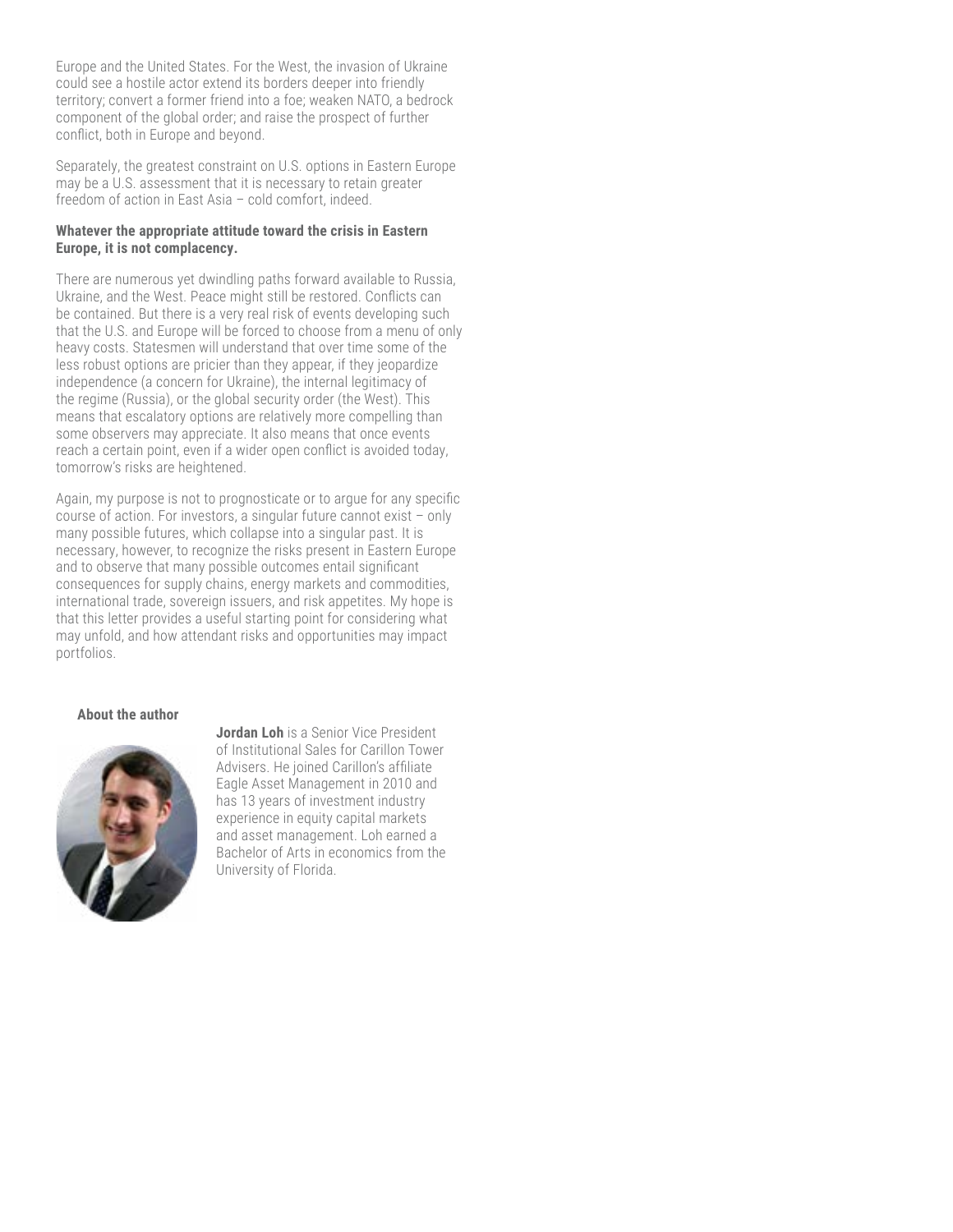Europe and the United States. For the West, the invasion of Ukraine could see a hostile actor extend its borders deeper into friendly territory; convert a former friend into a foe; weaken NATO, a bedrock component of the global order; and raise the prospect of further conflict, both in Europe and beyond.

Separately, the greatest constraint on U.S. options in Eastern Europe may be a U.S. assessment that it is necessary to retain greater freedom of action in East Asia – cold comfort, indeed.

**Whatever the appropriate attitude toward the crisis in Eastern Europe, it is not complacency.**

There are numerous yet dwindling paths forward available to Russia, Ukraine, and the West. Peace might still be restored. Conflicts can be contained. But there is a very real risk of events developing such that the U.S. and Europe will be forced to choose from a menu of only heavy costs. Statesmen will understand that over time some of the less robust options are pricier than they appear, if they jeopardize independence (a concern for Ukraine), the internal legitimacy of the regime (Russia), or the global security order (the West). This means that escalatory options are relatively more compelling than some observers may appreciate. It also means that once events reach a certain point, even if a wider open conflict is avoided today, tomorrow's risks are heightened.

Again, my purpose is not to prognosticate or to argue for any specific course of action. For investors, a singular future cannot exist – only many possible futures, which collapse into a singular past. It is necessary, however, to recognize the risks present in Eastern Europe and to observe that many possible outcomes entail significant consequences for supply chains, energy markets and commodities, international trade, sovereign issuers, and risk appetites. My hope is that this letter provides a useful starting point for considering what may unfold, and how attendant risks and opportunities may impact portfolios.

**About the author**

**Jordan Loh** is a Senior Vice President of Institutional Sales for Carillon Tower Advisers. He joined Carillon's affiliate Eagle Asset Management in 2010 and has 13 years of investment industry experience in equity capital markets and asset management. Loh earned a Bachelor of Arts in economics from the University of Florida.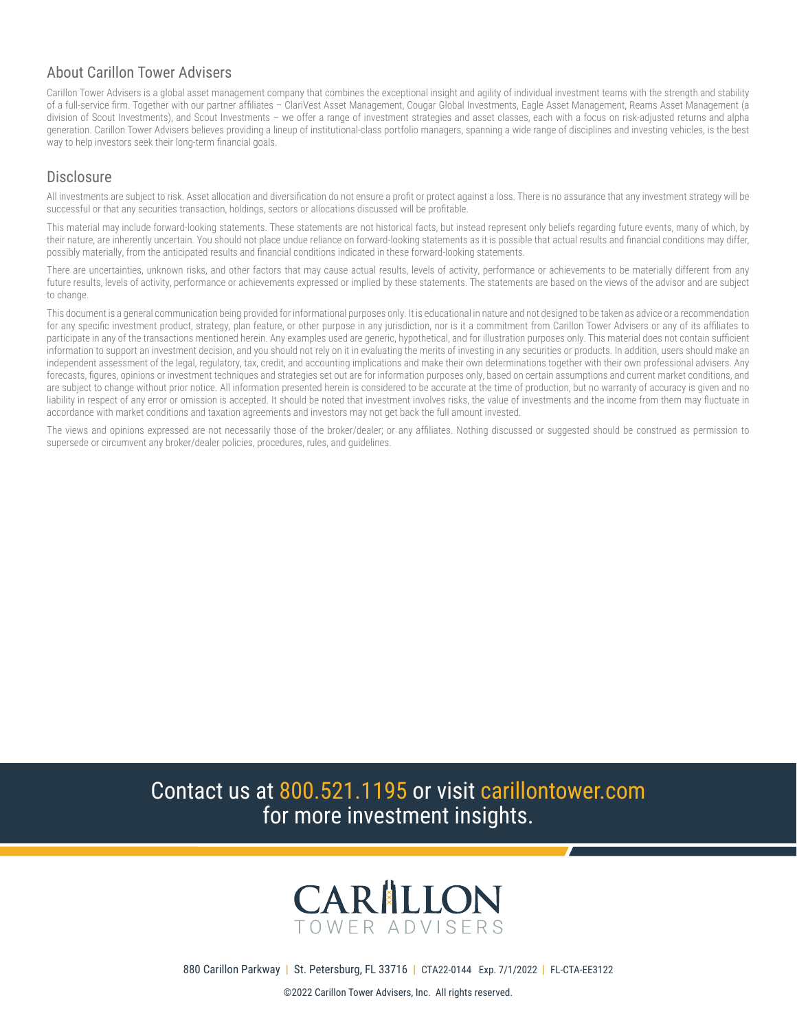## About Carillon Tower Advisers

Carillon Tower Advisers is a global asset management company that combines the exceptional insight and agility of individual investment teams with the strength and stability of a full-service firm. Together with our partner affiliates – ClariVest Asset Management, Cougar Global Investments, Eagle Asset Management, Reams Asset Management (a division of Scout Investments), and Scout Investments – we offer a range of investment strategies and asset classes, each with a focus on risk-adjusted returns and alpha generation. Carillon Tower Advisers believes providing a lineup of institutional-class portfolio managers, spanning a wide range of disciplines and investing vehicles, is the best way to help investors seek their long-term financial goals.

## Disclosure

All investments are subject to risk. Asset allocation and diversification do not ensure a profit or protect against a loss. There is no assurance that any investment strategy will be successful or that any securities transaction, holdings, sectors or allocations discussed will be profitable.

This material may include forward-looking statements. These statements are not historical facts, but instead represent only beliefs regarding future events, many of which, by their nature, are inherently uncertain. You should not place undue reliance on forward-looking statements as it is possible that actual results and financial conditions may differ, possibly materially, from the anticipated results and financial conditions indicated in these forward-looking statements.

There are uncertainties, unknown risks, and other factors that may cause actual results, levels of activity, performance or achievements to be materially different from any future results, levels of activity, performance or achievements expressed or implied by these statements. The statements are based on the views of the advisor and are subject to change.

This document is a general communication being provided for informational purposes only. It is educational in nature and not designed to be taken as advice or a recommendation for any specific investment product, strategy, plan feature, or other purpose in any jurisdiction, nor is it a commitment from Carillon Tower Advisers or any of its affiliates to participate in any of the transactions mentioned herein. Any examples used are generic, hypothetical, and for illustration purposes only. This material does not contain sufficient information to support an investment decision, and you should not rely on it in evaluating the merits of investing in any securities or products. In addition, users should make an independent assessment of the legal, regulatory, tax, credit, and accounting implications and make their own determinations together with their own professional advisers. Any forecasts, figures, opinions or investment techniques and strategies set out are for information purposes only, based on certain assumptions and current market conditions, and are subject to change without prior notice. All information presented herein is considered to be accurate at the time of production, but no warranty of accuracy is given and no liability in respect of any error or omission is accepted. It should be noted that investment involves risks, the value of investments and the income from them may fluctuate in accordance with market conditions and taxation agreements and investors may not get back the full amount invested.

The views and opinions expressed are not necessarily those of the broker/dealer; or any affiliates. Nothing discussed or suggested should be construed as permission to supersede or circumvent any broker/dealer policies, procedures, rules, and guidelines.

Contact us at 800.521.1195 or visit carillontower.com for more investment insights.

CARILLON TOWER ADVISERS

880 Carillon Parkway | St. Petersburg, FL 33716 | CTA22-0144 Exp. 7/1/2022 | FL-CTA-EE3122

©2022 Carillon Tower Advisers, Inc. All rights reserved.